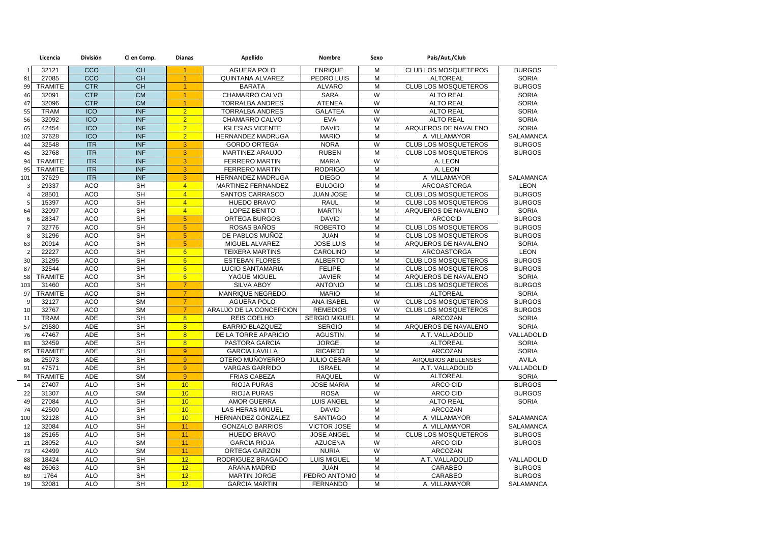| | Licencia | División | Cl en Comp. | Dianas | Apellido | Nombre | Sexo | País/Aut./Club | |
|---|---|---|---|---|---|---|---|---|---|
| 1 | 32121 | CCO | CH | 1 | AGUERA POLO | ENRIQUE | M | CLUB LOS MOSQUETEROS | BURGOS |
| 81 | 27085 | CCO | CH | 1 | QUINTANA ALVAREZ | PEDRO LUIS | M | ALTOREAL | SORIA |
| 99 | TRAMITE | CTR | CH | 1 | BARATA | ALVARO | M | CLUB LOS MOSQUETEROS | BURGOS |
| 46 | 32091 | CTR | CM | 1 | CHAMARRO CALVO | SARA | W | ALTO REAL | SORIA |
| 47 | 32096 | CTR | CM | 1 | TORRALBA ANDRES | ATENEA | W | ALTO REAL | SORIA |
| 55 | TRAM | ICO | INF | 2 | TORRALBA ANDRES | GALATEA | W | ALTO REAL | SORIA |
| 56 | 32092 | ICO | INF | 2 | CHAMARRO CALVO | EVA | W | ALTO REAL | SORIA |
| 65 | 42454 | ICO | INF | 2 | IGLESIAS VICENTE | DAVID | M | ARQUEROS DE NAVALENO | SORIA |
| 102 | 37628 | ICO | INF | 2 | HERNANDEZ MADRUGA | MARIO | M | A. VILLAMAYOR | SALAMANCA |
| 44 | 32548 | ITR | INF | 3 | GORDO ORTEGA | NORA | W | CLUB LOS MOSQUETEROS | BURGOS |
| 45 | 32768 | ITR | INF | 3 | MARTINEZ ARAUJO | RUBEN | M | CLUB LOS MOSQUETEROS | BURGOS |
| 94 | TRAMITE | ITR | INF | 3 | FERRERO MARTIN | MARIA | W | A. LEON | |
| 95 | TRAMITE | ITR | INF | 3 | FERRERO MARTIN | RODRIGO | M | A. LEON | |
| 101 | 37629 | ITR | INF | 3 | HERNANDEZ MADRUGA | DIEGO | M | A. VILLAMAYOR | SALAMANCA |
| 3 | 29337 | ACO | SH | 4 | MARTINEZ FERNANDEZ | EULOGIO | M | ARCOASTORGA | LEON |
| 4 | 28501 | ACO | SH | 4 | SANTOS CARRASCO | JUAN JOSE | M | CLUB LOS MOSQUETEROS | BURGOS |
| 5 | 15397 | ACO | SH | 4 | HUEDO BRAVO | RAUL | M | CLUB LOS MOSQUETEROS | BURGOS |
| 64 | 32097 | ACO | SH | 4 | LOPEZ BENITO | MARTIN | M | ARQUEROS DE NAVALENO | SORIA |
| 6 | 28347 | ACO | SH | 5 | ORTEGA BURGOS | DAVID | M | ARCOCID | BURGOS |
| 7 | 32776 | ACO | SH | 5 | ROSAS BAÑOS | ROBERTO | M | CLUB LOS MOSQUETEROS | BURGOS |
| 8 | 31296 | ACO | SH | 5 | DE PABLOS MUÑOZ | JUAN | M | CLUB LOS MOSQUETEROS | BURGOS |
| 63 | 20914 | ACO | SH | 5 | MIGUEL ALVAREZ | JOSE LUIS | M | ARQUEROS DE NAVALENO | SORIA |
| 2 | 22227 | ACO | SH | 6 | TEIXERA MARTINS | CAROLINO | M | ARCOASTORGA | LEON |
| 30 | 31295 | ACO | SH | 6 | ESTEBAN FLORES | ALBERTO | M | CLUB LOS MOSQUETEROS | BURGOS |
| 87 | 32544 | ACO | SH | 6 | LUCIO SANTAMARIA | FELIPE | M | CLUB LOS MOSQUETEROS | BURGOS |
| 58 | TRAMITE | ACO | SH | 6 | YAGÜE MIGUEL | JAVIER | M | ARQUEROS DE NAVALENO | SORIA |
| 103 | 31460 | ACO | SH | 7 | SILVA ABOY | ANTONIO | M | CLUB LOS MOSQUETEROS | BURGOS |
| 97 | TRAMITE | ACO | SH | 7 | MANRIQUE NEGREDO | MARIO | M | ALTOREAL | SORIA |
| 9 | 32127 | ACO | SM | 7 | AGUERA POLO | ANA ISABEL | W | CLUB LOS MOSQUETEROS | BURGOS |
| 10 | 32767 | ACO | SM | 7 | ARAUJO DE LA CONCEPCION | REMEDIOS | W | CLUB LOS MOSQUETEROS | BURGOS |
| 11 | TRAM | ADE | SH | 8 | REIS COELHO | SERGIO MIGUEL | M | ARCOZAN | SORIA |
| 57 | 29580 | ADE | SH | 8 | BARRIO BLAZQUEZ | SERGIO | M | ARQUEROS DE NAVALENO | SORIA |
| 76 | 47467 | ADE | SH | 8 | DE LA TORRE APARICIO | AGUSTIN | M | A.T. VALLADOLID | VALLADOLID |
| 83 | 32459 | ADE | SH | 8 | PASTORA GARCIA | JORGE | M | ALTOREAL | SORIA |
| 85 | TRAMITE | ADE | SH | 9 | GARCIA LAVILLA | RICARDO | M | ARCOZAN | SORIA |
| 86 | 25973 | ADE | SH | 9 | OTERO MUÑOYERRO | JULIO CESAR | M | ARQUEROS ABULENSES | AVILA |
| 91 | 47571 | ADE | SH | 9 | VARGAS GARRIDO | ISRAEL | M | A.T. VALLADOLID | VALLADOLID |
| 84 | TRAMITE | ADE | SM | 9 | FRIAS CABEZA | RAQUEL | W | ALTOREAL | SORIA |
| 14 | 27407 | ALO | SH | 10 | RIOJA PURAS | JOSE MARIA | M | ARCO CID | BURGOS |
| 22 | 31307 | ALO | SM | 10 | RIOJA PURAS | ROSA | W | ARCO CID | BURGOS |
| 49 | 27084 | ALO | SH | 10 | AMOR GUERRA | LUIS ANGEL | M | ALTO REAL | SORIA |
| 74 | 42500 | ALO | SH | 10 | LAS HERAS MIGUEL | DAVID | M | ARCOZAN | |
| 100 | 32128 | ALO | SH | 10 | HERNANDEZ GONZALEZ | SANTIAGO | M | A. VILLAMAYOR | SALAMANCA |
| 12 | 32084 | ALO | SH | 11 | GONZALO BARRIOS | VICTOR JOSE | M | A. VILLAMAYOR | SALAMANCA |
| 18 | 25165 | ALO | SH | 11 | HUEDO BRAVO | JOSE ANGEL | M | CLUB LOS MOSQUETEROS | BURGOS |
| 21 | 28052 | ALO | SM | 11 | GARCIA RIOJA | AZUCENA | W | ARCO CID | BURGOS |
| 73 | 42499 | ALO | SM | 11 | ORTEGA GARZON | NURIA | W | ARCOZAN | |
| 88 | 18424 | ALO | SH | 12 | RODRIGUEZ BRAGADO | LUIS MIGUEL | M | A.T. VALLADOLID | VALLADOLID |
| 48 | 26063 | ALO | SH | 12 | ARANA MADRID | JUAN | M | CARABEO | BURGOS |
| 69 | 1764 | ALO | SH | 12 | MARTIN JORGE | PEDRO ANTONIO | M | CARABEO | BURGOS |
| 19 | 32081 | ALO | SH | 12 | GARCIA MARTIN | FERNANDO | M | A. VILLAMAYOR | SALAMANCA |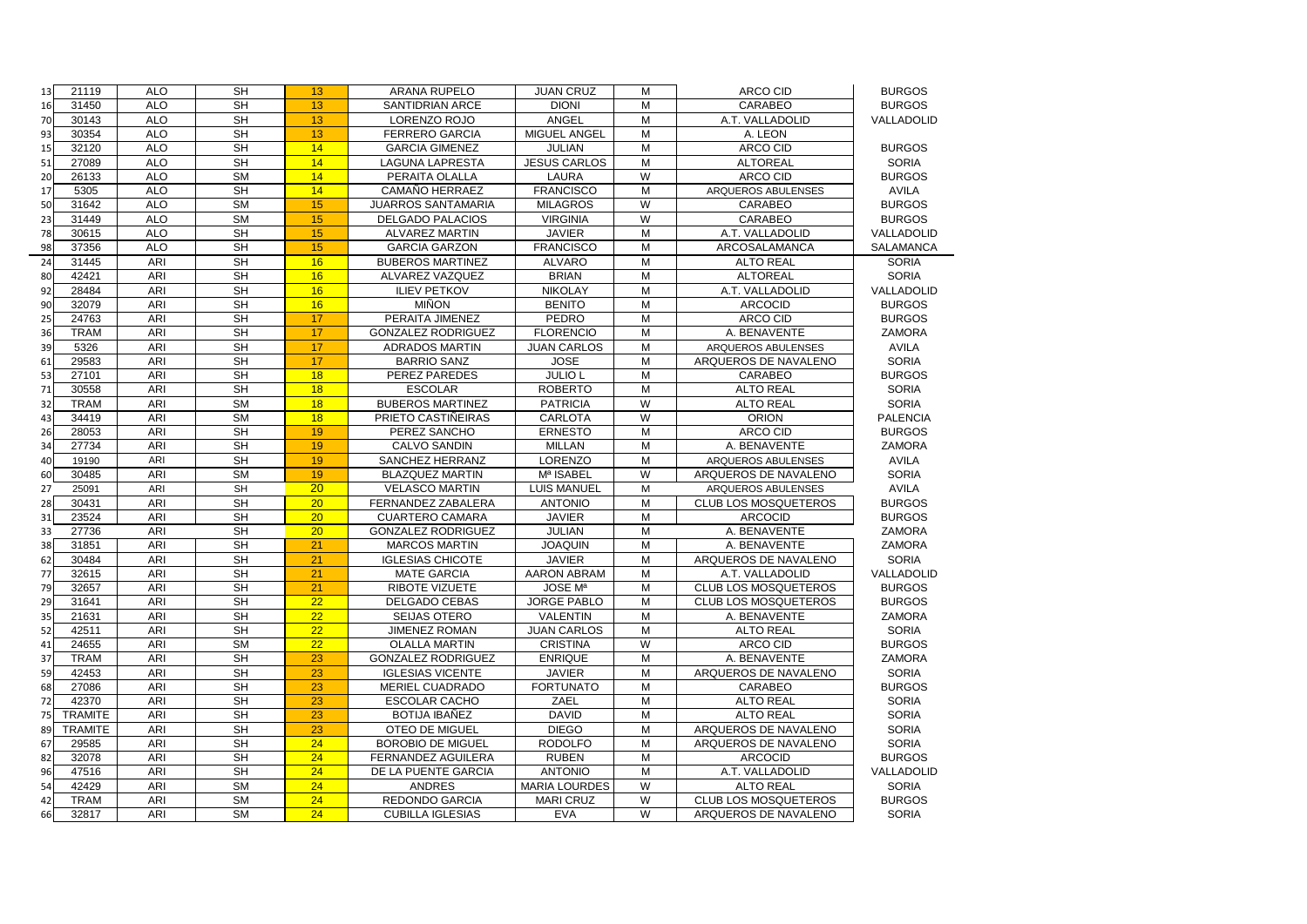| | | | | | | | | | |
|---|---|---|---|---|---|---|---|---|---|
| 13 | 21119 | ALO | SH | 13 | ARANA RUPELO | JUAN CRUZ | M | ARCO CID | BURGOS |
| 16 | 31450 | ALO | SH | 13 | SANTIDRIAN ARCE | DIONI | M | CARABEO | BURGOS |
| 70 | 30143 | ALO | SH | 13 | LORENZO ROJO | ANGEL | M | A.T. VALLADOLID | VALLADOLID |
| 93 | 30354 | ALO | SH | 13 | FERRERO GARCIA | MIGUEL ANGEL | M | A. LEON | |
| 15 | 32120 | ALO | SH | 14 | GARCIA GIMENEZ | JULIAN | M | ARCO CID | BURGOS |
| 51 | 27089 | ALO | SH | 14 | LAGUNA LAPRESTA | JESUS CARLOS | M | ALTOREAL | SORIA |
| 20 | 26133 | ALO | SM | 14 | PERAITA OLALLA | LAURA | W | ARCO CID | BURGOS |
| 17 | 5305 | ALO | SH | 14 | CAMAÑO HERRAEZ | FRANCISCO | M | ARQUEROS ABULENSES | AVILA |
| 50 | 31642 | ALO | SM | 15 | JUARROS SANTAMARIA | MILAGROS | W | CARABEO | BURGOS |
| 23 | 31449 | ALO | SM | 15 | DELGADO PALACIOS | VIRGINIA | W | CARABEO | BURGOS |
| 78 | 30615 | ALO | SH | 15 | ALVAREZ MARTIN | JAVIER | M | A.T. VALLADOLID | VALLADOLID |
| 98 | 37356 | ALO | SH | 15 | GARCIA GARZON | FRANCISCO | M | ARCOSALAMANCA | SALAMANCA |
| 24 | 31445 | ARI | SH | 16 | BUBEROS MARTINEZ | ALVARO | M | ALTO REAL | SORIA |
| 80 | 42421 | ARI | SH | 16 | ALVAREZ VAZQUEZ | BRIAN | M | ALTOREAL | SORIA |
| 92 | 28484 | ARI | SH | 16 | ILIEV PETKOV | NIKOLAY | M | A.T. VALLADOLID | VALLADOLID |
| 90 | 32079 | ARI | SH | 16 | MIÑON | BENITO | M | ARCOCID | BURGOS |
| 25 | 24763 | ARI | SH | 17 | PERAITA JIMENEZ | PEDRO | M | ARCO CID | BURGOS |
| 36 | TRAM | ARI | SH | 17 | GONZALEZ RODRIGUEZ | FLORENCIO | M | A. BENAVENTE | ZAMORA |
| 39 | 5326 | ARI | SH | 17 | ADRADOS MARTIN | JUAN CARLOS | M | ARQUEROS ABULENSES | AVILA |
| 61 | 29583 | ARI | SH | 17 | BARRIO SANZ | JOSE | M | ARQUEROS DE NAVALENO | SORIA |
| 53 | 27101 | ARI | SH | 18 | PEREZ PAREDES | JULIO L | M | CARABEO | BURGOS |
| 71 | 30558 | ARI | SH | 18 | ESCOLAR | ROBERTO | M | ALTO REAL | SORIA |
| 32 | TRAM | ARI | SM | 18 | BUBEROS MARTINEZ | PATRICIA | W | ALTO REAL | SORIA |
| 43 | 34419 | ARI | SM | 18 | PRIETO CASTIÑEIRAS | CARLOTA | W | ORION | PALENCIA |
| 26 | 28053 | ARI | SH | 19 | PEREZ SANCHO | ERNESTO | M | ARCO CID | BURGOS |
| 34 | 27734 | ARI | SH | 19 | CALVO SANDIN | MILLAN | M | A. BENAVENTE | ZAMORA |
| 40 | 19190 | ARI | SH | 19 | SANCHEZ HERRANZ | LORENZO | M | ARQUEROS ABULENSES | AVILA |
| 60 | 30485 | ARI | SM | 19 | BLAZQUEZ MARTIN | Mª ISABEL | W | ARQUEROS DE NAVALENO | SORIA |
| 27 | 25091 | ARI | SH | 20 | VELASCO MARTIN | LUIS MANUEL | M | ARQUEROS ABULENSES | AVILA |
| 28 | 30431 | ARI | SH | 20 | FERNANDEZ ZABALERA | ANTONIO | M | CLUB LOS MOSQUETEROS | BURGOS |
| 31 | 23524 | ARI | SH | 20 | CUARTERO CAMARA | JAVIER | M | ARCOCID | BURGOS |
| 33 | 27736 | ARI | SH | 20 | GONZALEZ RODRIGUEZ | JULIAN | M | A. BENAVENTE | ZAMORA |
| 38 | 31851 | ARI | SH | 21 | MARCOS MARTIN | JOAQUIN | M | A. BENAVENTE | ZAMORA |
| 62 | 30484 | ARI | SH | 21 | IGLESIAS CHICOTE | JAVIER | M | ARQUEROS DE NAVALENO | SORIA |
| 77 | 32615 | ARI | SH | 21 | MATE GARCIA | AARON ABRAM | M | A.T. VALLADOLID | VALLADOLID |
| 79 | 32657 | ARI | SH | 21 | RIBOTE VIZUETE | JOSE Mª | M | CLUB LOS MOSQUETEROS | BURGOS |
| 29 | 31641 | ARI | SH | 22 | DELGADO CEBAS | JORGE PABLO | M | CLUB LOS MOSQUETEROS | BURGOS |
| 35 | 21631 | ARI | SH | 22 | SEIJAS OTERO | VALENTIN | M | A. BENAVENTE | ZAMORA |
| 52 | 42511 | ARI | SH | 22 | JIMENEZ ROMAN | JUAN CARLOS | M | ALTO REAL | SORIA |
| 41 | 24655 | ARI | SM | 22 | OLALLA MARTIN | CRISTINA | W | ARCO CID | BURGOS |
| 37 | TRAM | ARI | SH | 23 | GONZALEZ RODRIGUEZ | ENRIQUE | M | A. BENAVENTE | ZAMORA |
| 59 | 42453 | ARI | SH | 23 | IGLESIAS VICENTE | JAVIER | M | ARQUEROS DE NAVALENO | SORIA |
| 68 | 27086 | ARI | SH | 23 | MERIEL CUADRADO | FORTUNATO | M | CARABEO | BURGOS |
| 72 | 42370 | ARI | SH | 23 | ESCOLAR CACHO | ZAEL | M | ALTO REAL | SORIA |
| 75 | TRAMITE | ARI | SH | 23 | BOTIJA IBAÑEZ | DAVID | M | ALTO REAL | SORIA |
| 89 | TRAMITE | ARI | SH | 23 | OTEO DE MIGUEL | DIEGO | M | ARQUEROS DE NAVALENO | SORIA |
| 67 | 29585 | ARI | SH | 24 | BOROBIO DE MIGUEL | RODOLFO | M | ARQUEROS DE NAVALENO | SORIA |
| 82 | 32078 | ARI | SH | 24 | FERNANDEZ AGUILERA | RUBEN | M | ARCOCID | BURGOS |
| 96 | 47516 | ARI | SH | 24 | DE LA PUENTE GARCIA | ANTONIO | M | A.T. VALLADOLID | VALLADOLID |
| 54 | 42429 | ARI | SM | 24 | ANDRES | MARIA LOURDES | W | ALTO REAL | SORIA |
| 42 | TRAM | ARI | SM | 24 | REDONDO GARCIA | MARI CRUZ | W | CLUB LOS MOSQUETEROS | BURGOS |
| 66 | 32817 | ARI | SM | 24 | CUBILLA IGLESIAS | EVA | W | ARQUEROS DE NAVALENO | SORIA |